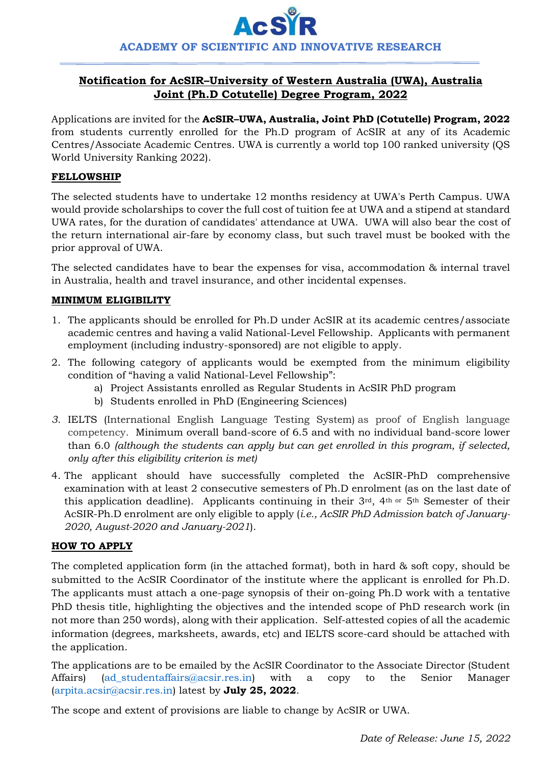# AcSIR

## ACADEMY OF SCIENTIFIC AND INNOVATIVE RESEARCH

## Notification for AcSIR–University of Western Australia (UWA), Australia Joint (Ph.D Cotutelle) Degree Program, 2022

Applications are invited for the **AcSIR–UWA, Australia, Joint PhD (Cotutelle) Program, 2022** from students currently enrolled for the Ph.D program of AcSIR at any of its Academic Centres/Associate Academic Centres. UWA is currently a world top 100 ranked university (QS World University Ranking 2022).

### FELLOWSHIP

The selected students have to undertake 12 months residency at UWA's Perth Campus. UWA would provide scholarships to cover the full cost of tuition fee at UWA and a stipend at standard UWA rates, for the duration of candidates' attendance at UWA. UWA will also bear the cost of the return international air-fare by economy class, but such travel must be booked with the prior approval of UWA.

The selected candidates have to bear the expenses for visa, accommodation & internal travel in Australia, health and travel insurance, and other incidental expenses.

### MINIMUM ELIGIBILITY

1. The applicants should be enrolled for Ph.D under AcSIR at its academic centres/associate academic centres and having a valid National-Level Fellowship. Applicants with permanent employment (including industry-sponsored) are not eligible to apply.
2. The following category of applicants would be exempted from the minimum eligibility condition of "having a valid National-Level Fellowship":
   a) Project Assistants enrolled as Regular Students in AcSIR PhD program
   b) Students enrolled in PhD (Engineering Sciences)
3. IELTS (International English Language Testing System) as proof of English language competency. Minimum overall band-score of 6.5 and with no individual band-score lower than 6.0 *(although the students can apply but can get enrolled in this program, if selected, only after this eligibility criterion is met)*
4. The applicant should have successfully completed the AcSIR-PhD comprehensive examination with at least 2 consecutive semesters of Ph.D enrolment (as on the last date of this application deadline). Applicants continuing in their 3rd, 4th or 5th Semester of their AcSIR-Ph.D enrolment are only eligible to apply (*i.e., AcSIR PhD Admission batch of January-2020, August-2020 and January-2021*).

### HOW TO APPLY

The completed application form (in the attached format), both in hard & soft copy, should be submitted to the AcSIR Coordinator of the institute where the applicant is enrolled for Ph.D. The applicants must attach a one-page synopsis of their on-going Ph.D work with a tentative PhD thesis title, highlighting the objectives and the intended scope of PhD research work (in not more than 250 words), along with their application. Self-attested copies of all the academic information (degrees, marksheets, awards, etc) and IELTS score-card should be attached with the application.

The applications are to be emailed by the AcSIR Coordinator to the Associate Director (Student Affairs) (ad_studentaffairs@acsir.res.in) with a copy to the Senior Manager (arpita.acsir@acsir.res.in) latest by **July 25, 2022**.

The scope and extent of provisions are liable to change by AcSIR or UWA.

*Date of Release: June 15, 2022*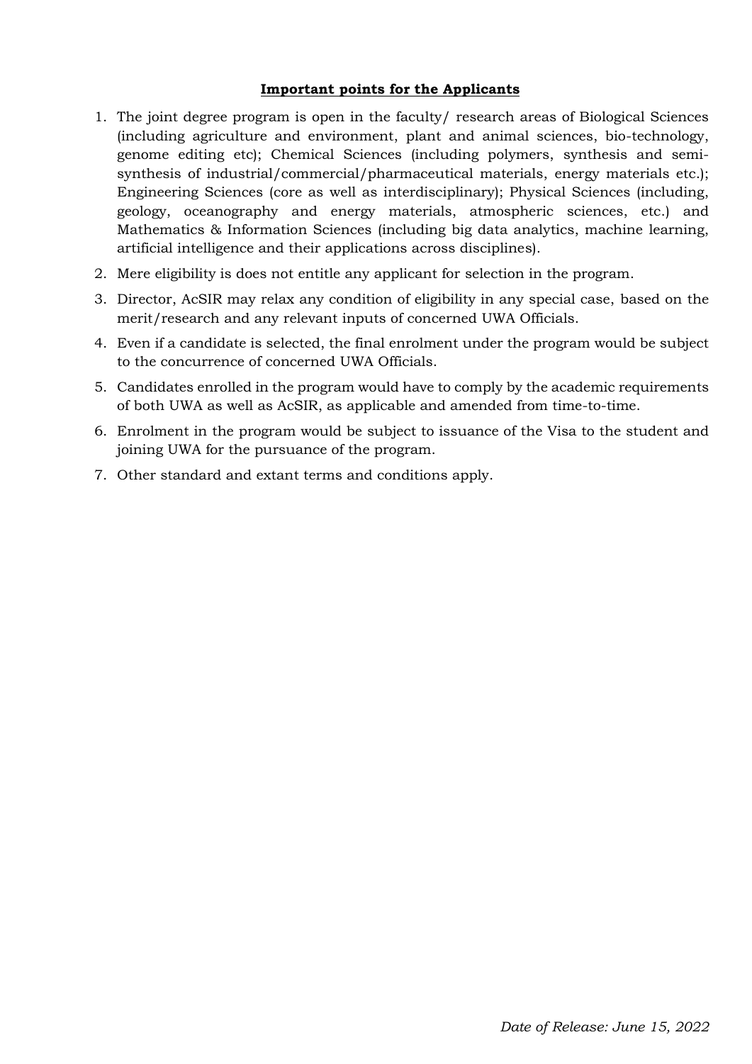**Important points for the Applicants**

1. The joint degree program is open in the faculty/ research areas of Biological Sciences (including agriculture and environment, plant and animal sciences, bio-technology, genome editing etc); Chemical Sciences (including polymers, synthesis and semi-synthesis of industrial/commercial/pharmaceutical materials, energy materials etc.); Engineering Sciences (core as well as interdisciplinary); Physical Sciences (including, geology, oceanography and energy materials, atmospheric sciences, etc.) and Mathematics & Information Sciences (including big data analytics, machine learning, artificial intelligence and their applications across disciplines).
2. Mere eligibility is does not entitle any applicant for selection in the program.
3. Director, AcSIR may relax any condition of eligibility in any special case, based on the merit/research and any relevant inputs of concerned UWA Officials.
4. Even if a candidate is selected, the final enrolment under the program would be subject to the concurrence of concerned UWA Officials.
5. Candidates enrolled in the program would have to comply by the academic requirements of both UWA as well as AcSIR, as applicable and amended from time-to-time.
6. Enrolment in the program would be subject to issuance of the Visa to the student and joining UWA for the pursuance of the program.
7. Other standard and extant terms and conditions apply.

*Date of Release: June 15, 2022*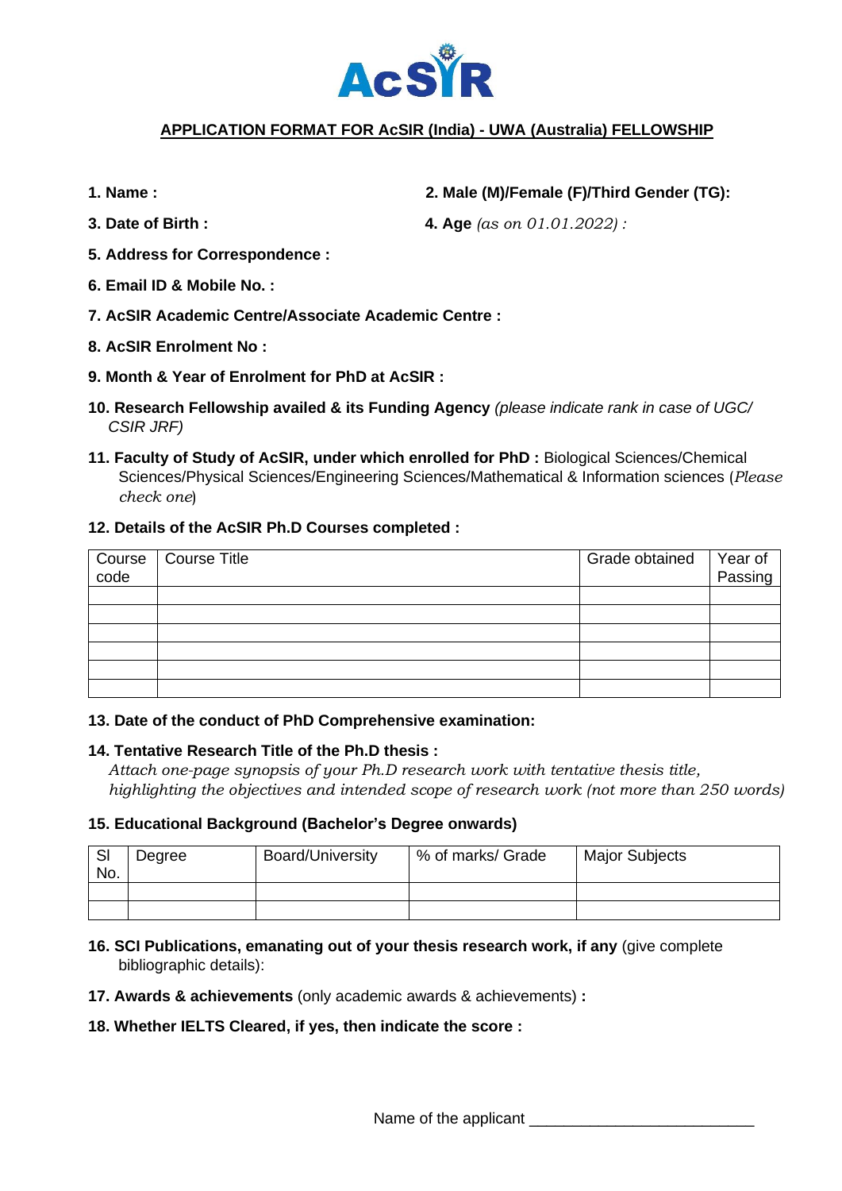AcSIR

## APPLICATION FORMAT FOR AcSIR (India) - UWA (Australia) FELLOWSHIP

**1. Name :**

**2. Male (M)/Female (F)/Third Gender (TG):**

**3. Date of Birth :**

**4. Age** *(as on 01.01.2022) :*

**5. Address for Correspondence :**

**6. Email ID & Mobile No. :**

**7. AcSIR Academic Centre/Associate Academic Centre :**

**8. AcSIR Enrolment No :**

**9. Month & Year of Enrolment for PhD at AcSIR :**

**10. Research Fellowship availed & its Funding Agency** *(please indicate rank in case of UGC/ CSIR JRF)*

**11. Faculty of Study of AcSIR, under which enrolled for PhD :** Biological Sciences/Chemical Sciences/Physical Sciences/Engineering Sciences/Mathematical & Information sciences (*Please check one*)

**12. Details of the AcSIR Ph.D Courses completed :**

| Course code | Course Title | Grade obtained | Year of Passing |
|---|---|---|---|
| | | | |
| | | | |
| | | | |
| | | | |
| | | | |
| | | | |

**13. Date of the conduct of PhD Comprehensive examination:**

**14. Tentative Research Title of the Ph.D thesis :**

*Attach one-page synopsis of your Ph.D research work with tentative thesis title, highlighting the objectives and intended scope of research work (not more than 250 words)*

**15. Educational Background (Bachelor's Degree onwards)**

| Sl No. | Degree | Board/University | % of marks/ Grade | Major Subjects |
|---|---|---|---|---|
| | | | | |
| | | | | |

**16. SCI Publications, emanating out of your thesis research work, if any** (give complete bibliographic details):

**17. Awards & achievements** (only academic awards & achievements) **:**

**18. Whether IELTS Cleared, if yes, then indicate the score :**

Name of the applicant ___________________________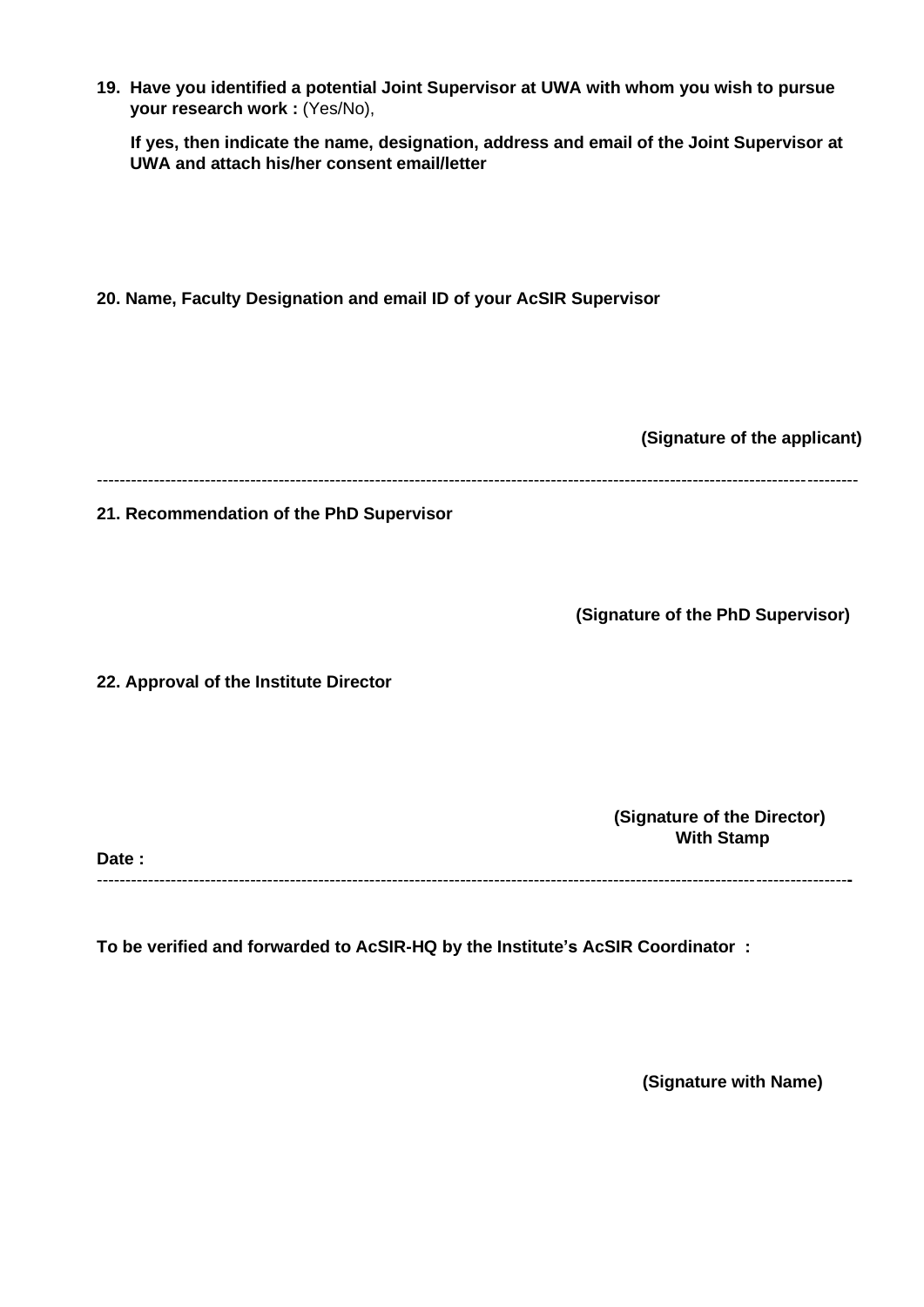**19. Have you identified a potential Joint Supervisor at UWA with whom you wish to pursue your research work :** (Yes/No),

**If yes, then indicate the name, designation, address and email of the Joint Supervisor at UWA and attach his/her consent email/letter**

**20. Name, Faculty Designation and email ID of your AcSIR Supervisor**

**(Signature of the applicant)**

---

**21. Recommendation of the PhD Supervisor**

**(Signature of the PhD Supervisor)**

**22. Approval of the Institute Director**

**(Signature of the Director)**
**With Stamp**

**Date :**

---

**To be verified and forwarded to AcSIR-HQ by the Institute's AcSIR Coordinator :**

**(Signature with Name)**